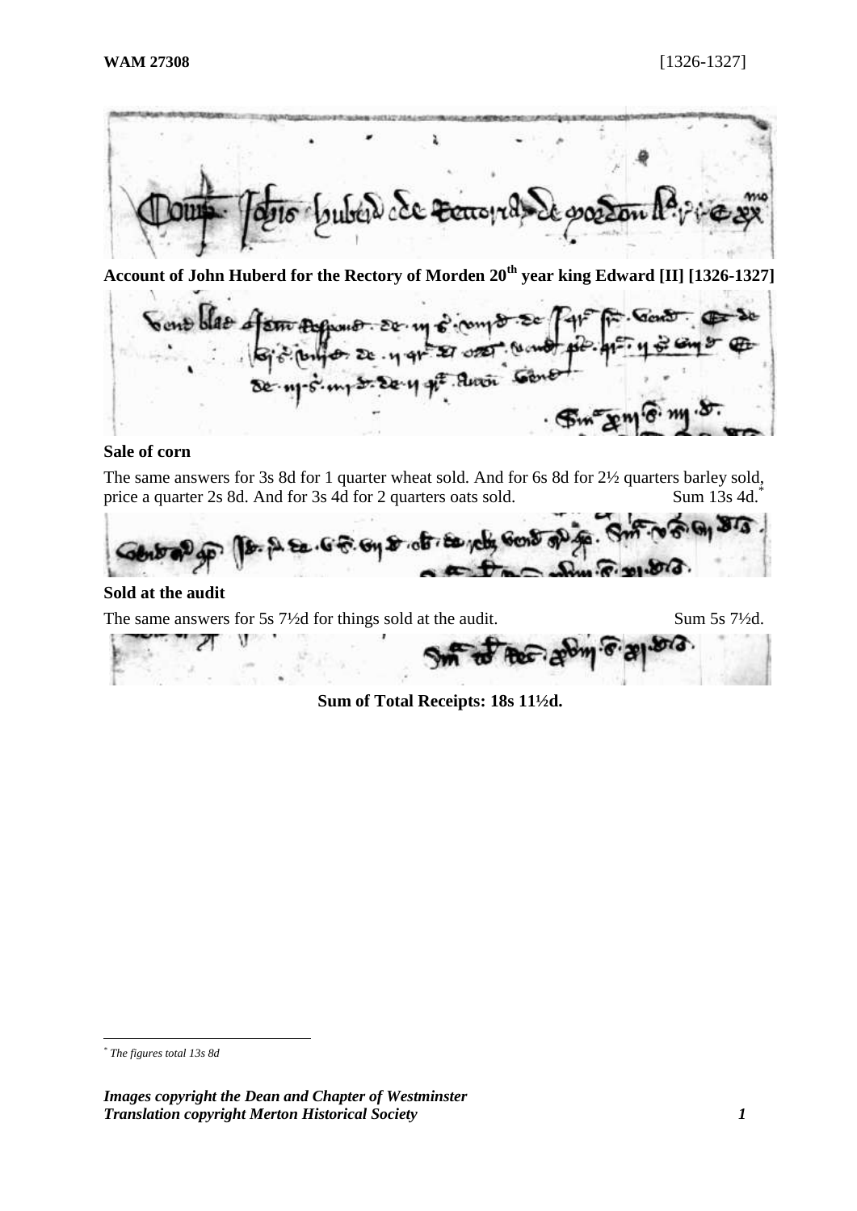**WAM 27308** [1326-1327]

**Account of John Huberd for the Rectory of Morden 20th year king Edward [II] [1326-1327]**

**Sale of corn**

The same answers for 3s 8d for 1 quarter wheat sold. And for 6s 8d for 2½ quarters barley sold, price a quarter 2s 8d. And for 3s 4d for 2 quarters oats sold. Sum 13s 4d.*

**Sold at the audit**

The same answers for 5s 7½d for things sold at the audit. Sum 5s 7½d.

**Sum of Total Receipts: 18s 11½d.**

* *The figures total 13s 8d*

***Images copyright the Dean and Chapter of Westminster***
***Translation copyright Merton Historical Society***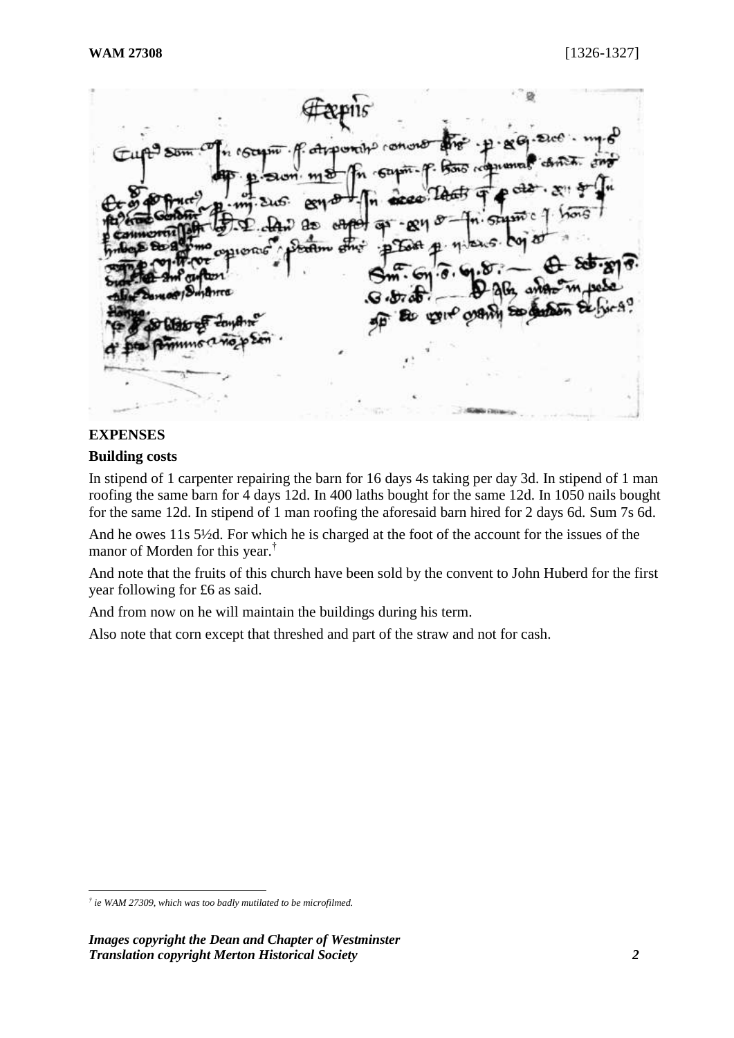## EXPENSES

### Building costs

In stipend of 1 carpenter repairing the barn for 16 days 4s taking per day 3d. In stipend of 1 man roofing the same barn for 4 days 12d. In 400 laths bought for the same 12d. In 1050 nails bought for the same 12d. In stipend of 1 man roofing the aforesaid barn hired for 2 days 6d. Sum 7s 6d.

And he owes 11s 5½d. For which he is charged at the foot of the account for the issues of the manor of Morden for this year.[†]

And note that the fruits of this church have been sold by the convent to John Huberd for the first year following for £6 as said.

And from now on he will maintain the buildings during his term.

Also note that corn except that threshed and part of the straw and not for cash.

---

[†] *ie WAM 27309, which was too badly mutilated to be microfilmed.*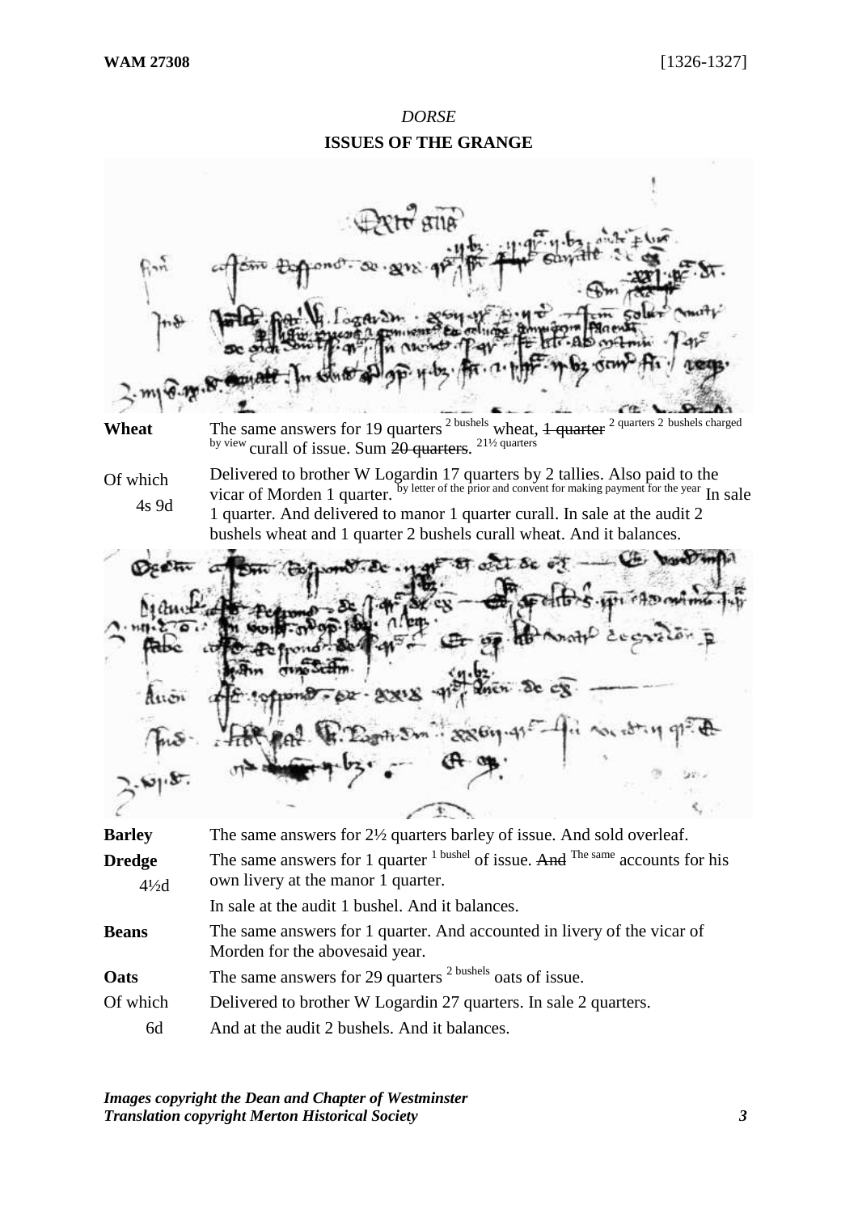*DORSE*

**ISSUES OF THE GRANGE**

| | |
|---|---|
| **Wheat** | The same answers for 19 quarters [2 bushels] wheat, ~~1 quarter~~ [2 quarters 2 bushels charged by view] curall of issue. Sum ~~20 quarters~~. [21½ quarters] |
| Of which 4s 9d | Delivered to brother W Logardin 17 quarters by 2 tallies. Also paid to the vicar of Morden 1 quarter. [by letter of the prior and convent for making payment for the year] In sale 1 quarter. And delivered to manor 1 quarter curall. In sale at the audit 2 bushels wheat and 1 quarter 2 bushels curall wheat. And it balances. |

| | |
|---|---|
| **Barley** | The same answers for 2½ quarters barley of issue. And sold overleaf. |
| **Dredge** 4½d | The same answers for 1 quarter [1 bushel] of issue. ~~And~~ [The same] accounts for his own livery at the manor 1 quarter. |
| | In sale at the audit 1 bushel. And it balances. |
| **Beans** | The same answers for 1 quarter. And accounted in livery of the vicar of Morden for the abovesaid year. |
| **Oats** | The same answers for 29 quarters [2 bushels] oats of issue. |
| Of which | Delivered to brother W Logardin 27 quarters. In sale 2 quarters. |
| 6d | And at the audit 2 bushels. And it balances. |

***Images copyright the Dean and Chapter of Westminster***
***Translation copyright Merton Historical Society***